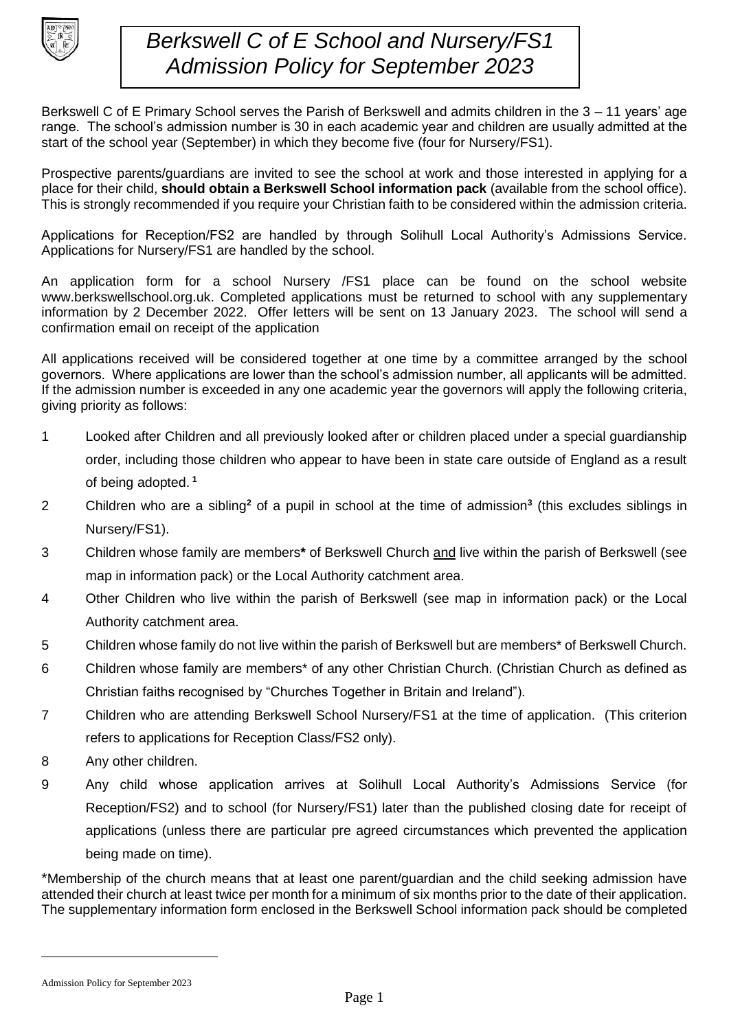# *Berkswell C of E School and Nursery/FS1 Admission Policy for September 2023*

Berkswell C of E Primary School serves the Parish of Berkswell and admits children in the 3 – 11 years' age range. The school's admission number is 30 in each academic year and children are usually admitted at the start of the school year (September) in which they become five (four for Nursery/FS1).

Prospective parents/guardians are invited to see the school at work and those interested in applying for a place for their child, **should obtain a Berkswell School information pack** (available from the school office). This is strongly recommended if you require your Christian faith to be considered within the admission criteria.

Applications for Reception/FS2 are handled by through Solihull Local Authority's Admissions Service. Applications for Nursery/FS1 are handled by the school.

An application form for a school Nursery /FS1 place can be found on the school website www.berkswellschool.org.uk. Completed applications must be returned to school with any supplementary information by 2 December 2022. Offer letters will be sent on 13 January 2023. The school will send a confirmation email on receipt of the application

All applications received will be considered together at one time by a committee arranged by the school governors. Where applications are lower than the school's admission number, all applicants will be admitted. If the admission number is exceeded in any one academic year the governors will apply the following criteria, giving priority as follows:

1. Looked after Children and all previously looked after or children placed under a special guardianship order, including those children who appear to have been in state care outside of England as a result of being adopted. [1]
2. Children who are a sibling[2] of a pupil in school at the time of admission[3] (this excludes siblings in Nursery/FS1).
3. Children whose family are members* of Berkswell Church <u>and</u> live within the parish of Berkswell (see map in information pack) or the Local Authority catchment area.
4. Other Children who live within the parish of Berkswell (see map in information pack) or the Local Authority catchment area.
5. Children whose family do not live within the parish of Berkswell but are members* of Berkswell Church.
6. Children whose family are members* of any other Christian Church. (Christian Church as defined as Christian faiths recognised by "Churches Together in Britain and Ireland").
7. Children who are attending Berkswell School Nursery/FS1 at the time of application. (This criterion refers to applications for Reception Class/FS2 only).
8. Any other children.
9. Any child whose application arrives at Solihull Local Authority's Admissions Service (for Reception/FS2) and to school (for Nursery/FS1) later than the published closing date for receipt of applications (unless there are particular pre agreed circumstances which prevented the application being made on time).

*Membership of the church means that at least one parent/guardian and the child seeking admission have attended their church at least twice per month for a minimum of six months prior to the date of their application. The supplementary information form enclosed in the Berkswell School information pack should be completed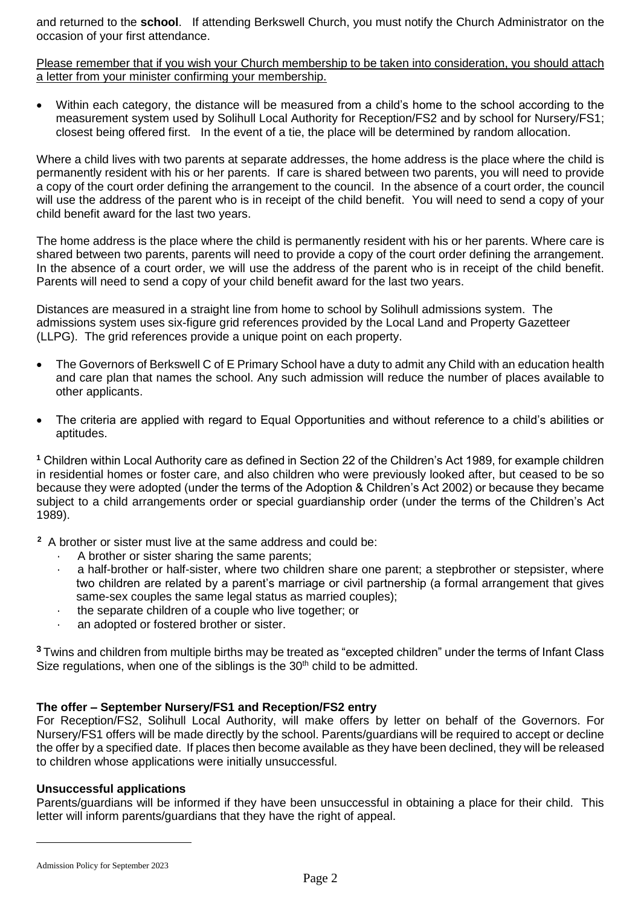and returned to the **school**. If attending Berkswell Church, you must notify the Church Administrator on the occasion of your first attendance.

Please remember that if you wish your Church membership to be taken into consideration, you should attach a letter from your minister confirming your membership.

- Within each category, the distance will be measured from a child's home to the school according to the measurement system used by Solihull Local Authority for Reception/FS2 and by school for Nursery/FS1; closest being offered first. In the event of a tie, the place will be determined by random allocation.

Where a child lives with two parents at separate addresses, the home address is the place where the child is permanently resident with his or her parents. If care is shared between two parents, you will need to provide a copy of the court order defining the arrangement to the council. In the absence of a court order, the council will use the address of the parent who is in receipt of the child benefit. You will need to send a copy of your child benefit award for the last two years.

The home address is the place where the child is permanently resident with his or her parents. Where care is shared between two parents, parents will need to provide a copy of the court order defining the arrangement. In the absence of a court order, we will use the address of the parent who is in receipt of the child benefit. Parents will need to send a copy of your child benefit award for the last two years.

Distances are measured in a straight line from home to school by Solihull admissions system. The admissions system uses six-figure grid references provided by the Local Land and Property Gazetteer (LLPG). The grid references provide a unique point on each property.

- The Governors of Berkswell C of E Primary School have a duty to admit any Child with an education health and care plan that names the school. Any such admission will reduce the number of places available to other applicants.
- The criteria are applied with regard to Equal Opportunities and without reference to a child's abilities or aptitudes.

[1] Children within Local Authority care as defined in Section 22 of the Children's Act 1989, for example children in residential homes or foster care, and also children who were previously looked after, but ceased to be so because they were adopted (under the terms of the Adoption & Children's Act 2002) or because they became subject to a child arrangements order or special guardianship order (under the terms of the Children's Act 1989).

[2] A brother or sister must live at the same address and could be:

- A brother or sister sharing the same parents;
- a half-brother or half-sister, where two children share one parent; a stepbrother or stepsister, where two children are related by a parent's marriage or civil partnership (a formal arrangement that gives same-sex couples the same legal status as married couples);
- the separate children of a couple who live together; or
- an adopted or fostered brother or sister.

[3] Twins and children from multiple births may be treated as "excepted children" under the terms of Infant Class Size regulations, when one of the siblings is the 30th child to be admitted.

**The offer – September Nursery/FS1 and Reception/FS2 entry**

For Reception/FS2, Solihull Local Authority, will make offers by letter on behalf of the Governors. For Nursery/FS1 offers will be made directly by the school. Parents/guardians will be required to accept or decline the offer by a specified date. If places then become available as they have been declined, they will be released to children whose applications were initially unsuccessful.

**Unsuccessful applications**

Parents/guardians will be informed if they have been unsuccessful in obtaining a place for their child. This letter will inform parents/guardians that they have the right of appeal.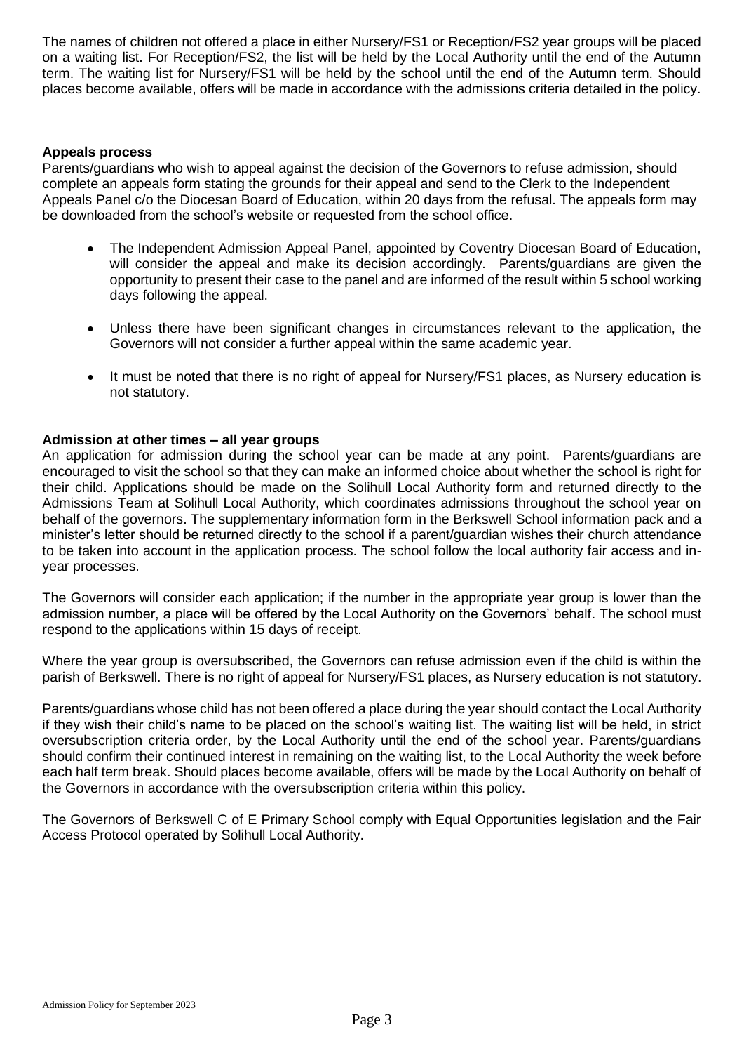The names of children not offered a place in either Nursery/FS1 or Reception/FS2 year groups will be placed on a waiting list. For Reception/FS2, the list will be held by the Local Authority until the end of the Autumn term. The waiting list for Nursery/FS1 will be held by the school until the end of the Autumn term. Should places become available, offers will be made in accordance with the admissions criteria detailed in the policy.

**Appeals process**

Parents/guardians who wish to appeal against the decision of the Governors to refuse admission, should complete an appeals form stating the grounds for their appeal and send to the Clerk to the Independent Appeals Panel c/o the Diocesan Board of Education, within 20 days from the refusal. The appeals form may be downloaded from the school's website or requested from the school office.

- The Independent Admission Appeal Panel, appointed by Coventry Diocesan Board of Education, will consider the appeal and make its decision accordingly. Parents/guardians are given the opportunity to present their case to the panel and are informed of the result within 5 school working days following the appeal.
- Unless there have been significant changes in circumstances relevant to the application, the Governors will not consider a further appeal within the same academic year.
- It must be noted that there is no right of appeal for Nursery/FS1 places, as Nursery education is not statutory.

**Admission at other times – all year groups**

An application for admission during the school year can be made at any point. Parents/guardians are encouraged to visit the school so that they can make an informed choice about whether the school is right for their child. Applications should be made on the Solihull Local Authority form and returned directly to the Admissions Team at Solihull Local Authority, which coordinates admissions throughout the school year on behalf of the governors. The supplementary information form in the Berkswell School information pack and a minister's letter should be returned directly to the school if a parent/guardian wishes their church attendance to be taken into account in the application process. The school follow the local authority fair access and in-year processes.

The Governors will consider each application; if the number in the appropriate year group is lower than the admission number, a place will be offered by the Local Authority on the Governors' behalf. The school must respond to the applications within 15 days of receipt.

Where the year group is oversubscribed, the Governors can refuse admission even if the child is within the parish of Berkswell. There is no right of appeal for Nursery/FS1 places, as Nursery education is not statutory.

Parents/guardians whose child has not been offered a place during the year should contact the Local Authority if they wish their child's name to be placed on the school's waiting list. The waiting list will be held, in strict oversubscription criteria order, by the Local Authority until the end of the school year. Parents/guardians should confirm their continued interest in remaining on the waiting list, to the Local Authority the week before each half term break. Should places become available, offers will be made by the Local Authority on behalf of the Governors in accordance with the oversubscription criteria within this policy.

The Governors of Berkswell C of E Primary School comply with Equal Opportunities legislation and the Fair Access Protocol operated by Solihull Local Authority.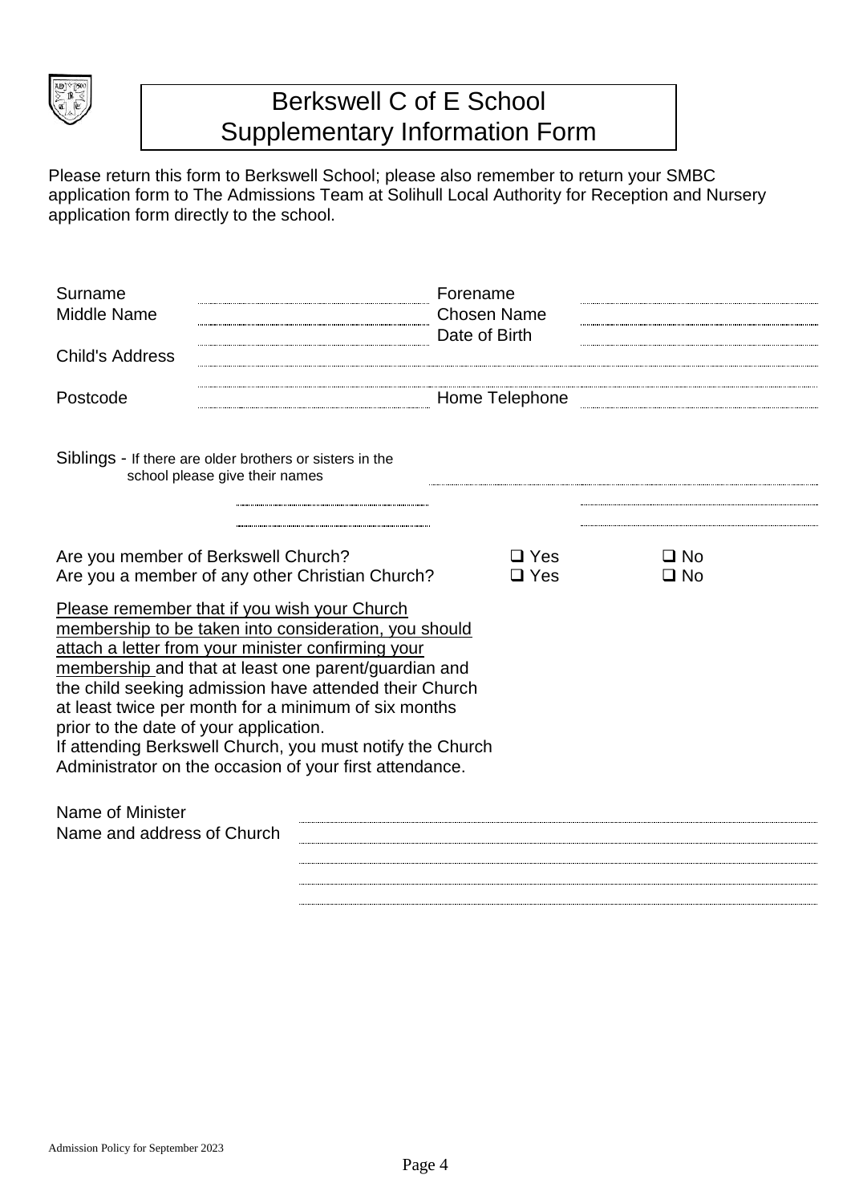# Berkswell C of E School
# Supplementary Information Form

Please return this form to Berkswell School; please also remember to return your SMBC application form to The Admissions Team at Solihull Local Authority for Reception and Nursery application form directly to the school.

| | | | |
|---|---|---|---|
| Surname | | Forename | |
| Middle Name | | Chosen Name | |
| | | Date of Birth | |
| Child's Address | | | |
| Postcode | | Home Telephone | |

Siblings - If there are older brothers or sisters in the school please give their names

Are you member of Berkswell Church? ❑ Yes ❑ No

Are you a member of any other Christian Church? ❑ Yes ❑ No

Please remember that if you wish your Church membership to be taken into consideration, you should attach a letter from your minister confirming your membership and that at least one parent/guardian and the child seeking admission have attended their Church at least twice per month for a minimum of six months prior to the date of your application.
If attending Berkswell Church, you must notify the Church Administrator on the occasion of your first attendance.

Name of Minister

Name and address of Church

Admission Policy for September 2023